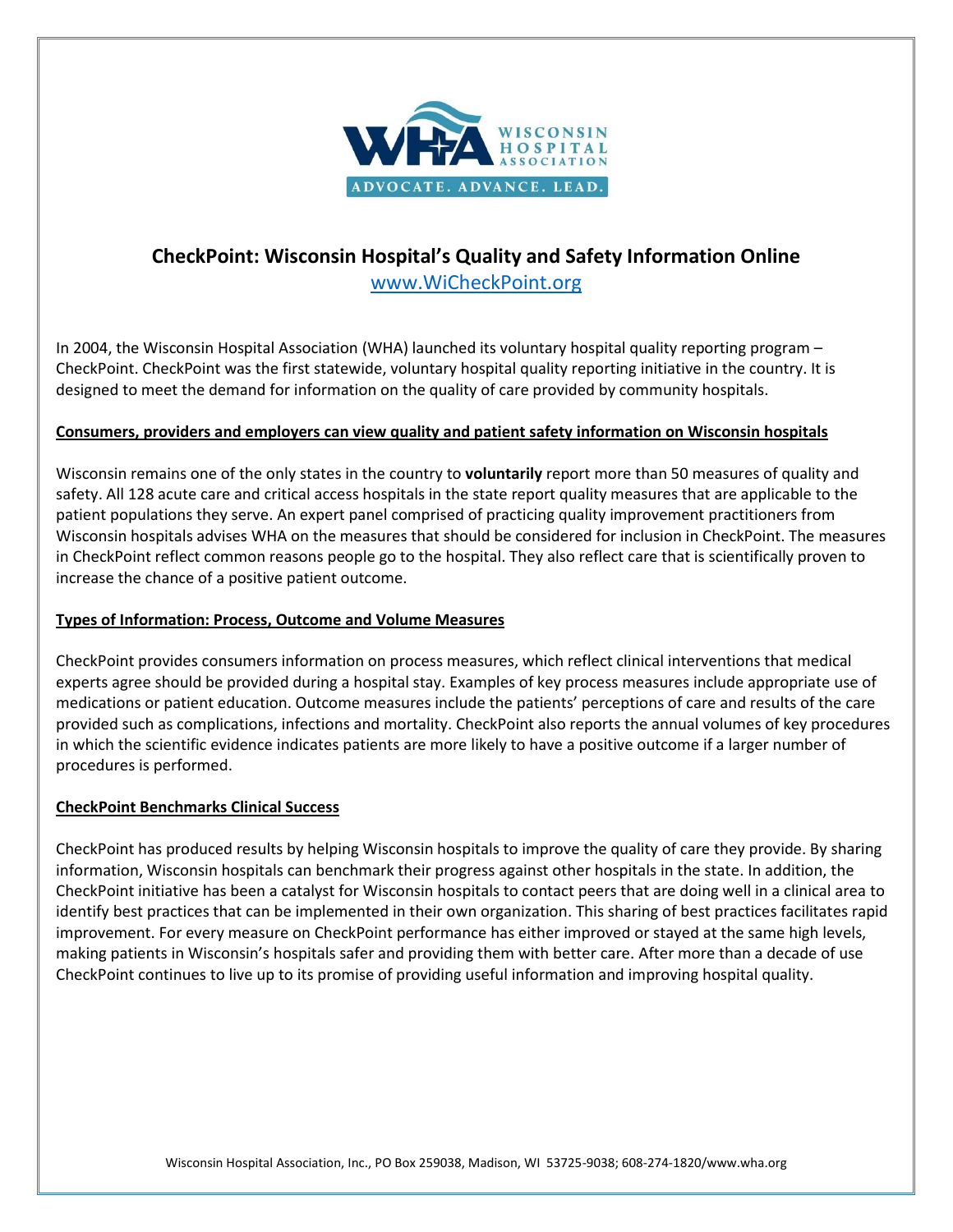WISCONSIN HOSPITAL ASSOCIATION

ADVOCATE. ADVANCE. LEAD.

# CheckPoint: Wisconsin Hospital's Quality and Safety Information Online

[www.WiCheckPoint.org](http://www.WiCheckPoint.org)

In 2004, the Wisconsin Hospital Association (WHA) launched its voluntary hospital quality reporting program – CheckPoint. CheckPoint was the first statewide, voluntary hospital quality reporting initiative in the country. It is designed to meet the demand for information on the quality of care provided by community hospitals.

## Consumers, providers and employers can view quality and patient safety information on Wisconsin hospitals

Wisconsin remains one of the only states in the country to **voluntarily** report more than 50 measures of quality and safety. All 128 acute care and critical access hospitals in the state report quality measures that are applicable to the patient populations they serve. An expert panel comprised of practicing quality improvement practitioners from Wisconsin hospitals advises WHA on the measures that should be considered for inclusion in CheckPoint. The measures in CheckPoint reflect common reasons people go to the hospital. They also reflect care that is scientifically proven to increase the chance of a positive patient outcome.

## Types of Information: Process, Outcome and Volume Measures

CheckPoint provides consumers information on process measures, which reflect clinical interventions that medical experts agree should be provided during a hospital stay. Examples of key process measures include appropriate use of medications or patient education. Outcome measures include the patients' perceptions of care and results of the care provided such as complications, infections and mortality. CheckPoint also reports the annual volumes of key procedures in which the scientific evidence indicates patients are more likely to have a positive outcome if a larger number of procedures is performed.

## CheckPoint Benchmarks Clinical Success

CheckPoint has produced results by helping Wisconsin hospitals to improve the quality of care they provide. By sharing information, Wisconsin hospitals can benchmark their progress against other hospitals in the state. In addition, the CheckPoint initiative has been a catalyst for Wisconsin hospitals to contact peers that are doing well in a clinical area to identify best practices that can be implemented in their own organization. This sharing of best practices facilitates rapid improvement. For every measure on CheckPoint performance has either improved or stayed at the same high levels, making patients in Wisconsin's hospitals safer and providing them with better care. After more than a decade of use CheckPoint continues to live up to its promise of providing useful information and improving hospital quality.

Wisconsin Hospital Association, Inc., PO Box 259038, Madison, WI 53725-9038; 608-274-1820/www.wha.org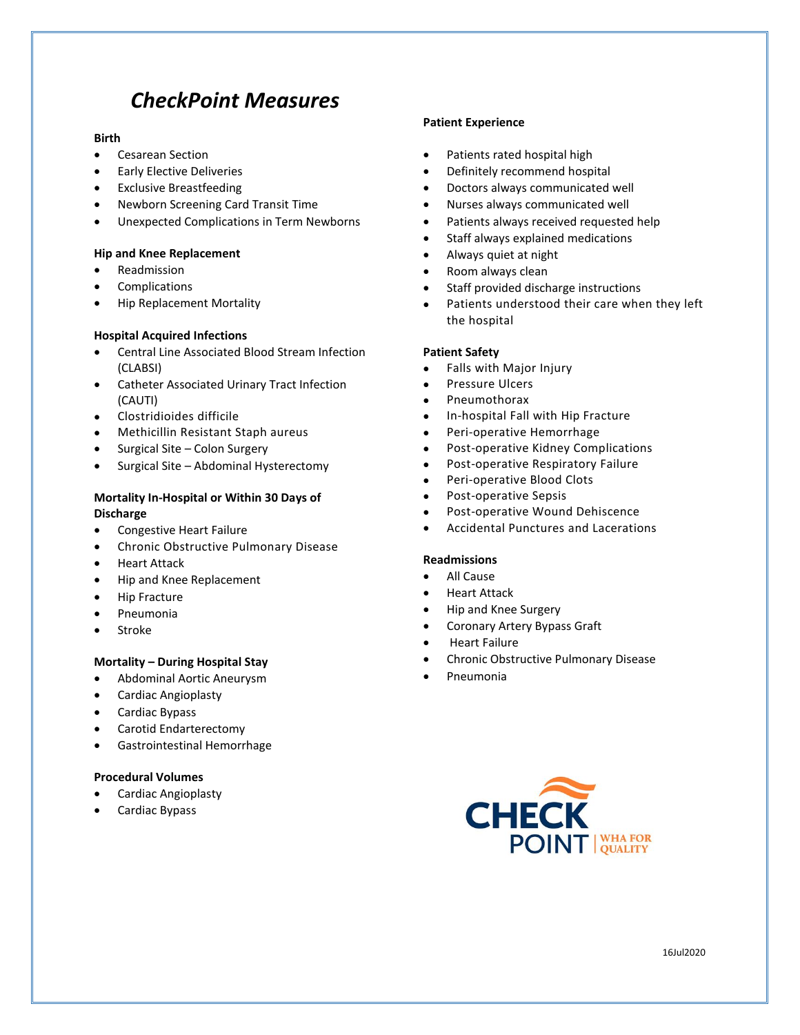# *CheckPoint Measures*

**Birth**

- Cesarean Section
- Early Elective Deliveries
- Exclusive Breastfeeding
- Newborn Screening Card Transit Time
- Unexpected Complications in Term Newborns

**Hip and Knee Replacement**

- Readmission
- Complications
- Hip Replacement Mortality

**Hospital Acquired Infections**

- Central Line Associated Blood Stream Infection (CLABSI)
- Catheter Associated Urinary Tract Infection (CAUTI)
- Clostridioides difficile
- Methicillin Resistant Staph aureus
- Surgical Site – Colon Surgery
- Surgical Site – Abdominal Hysterectomy

**Mortality In-Hospital or Within 30 Days of Discharge**

- Congestive Heart Failure
- Chronic Obstructive Pulmonary Disease
- Heart Attack
- Hip and Knee Replacement
- Hip Fracture
- Pneumonia
- Stroke

**Mortality – During Hospital Stay**

- Abdominal Aortic Aneurysm
- Cardiac Angioplasty
- Cardiac Bypass
- Carotid Endarterectomy
- Gastrointestinal Hemorrhage

**Procedural Volumes**

- Cardiac Angioplasty
- Cardiac Bypass

**Patient Experience**

- Patients rated hospital high
- Definitely recommend hospital
- Doctors always communicated well
- Nurses always communicated well
- Patients always received requested help
- Staff always explained medications
- Always quiet at night
- Room always clean
- Staff provided discharge instructions
- Patients understood their care when they left the hospital

**Patient Safety**

- Falls with Major Injury
- Pressure Ulcers
- Pneumothorax
- In-hospital Fall with Hip Fracture
- Peri-operative Hemorrhage
- Post-operative Kidney Complications
- Post-operative Respiratory Failure
- Peri-operative Blood Clots
- Post-operative Sepsis
- Post-operative Wound Dehiscence
- Accidental Punctures and Lacerations

**Readmissions**

- All Cause
- Heart Attack
- Hip and Knee Surgery
- Coronary Artery Bypass Graft
- Heart Failure
- Chronic Obstructive Pulmonary Disease
- Pneumonia

CHECK POINT | WHA FOR QUALITY

16Jul2020